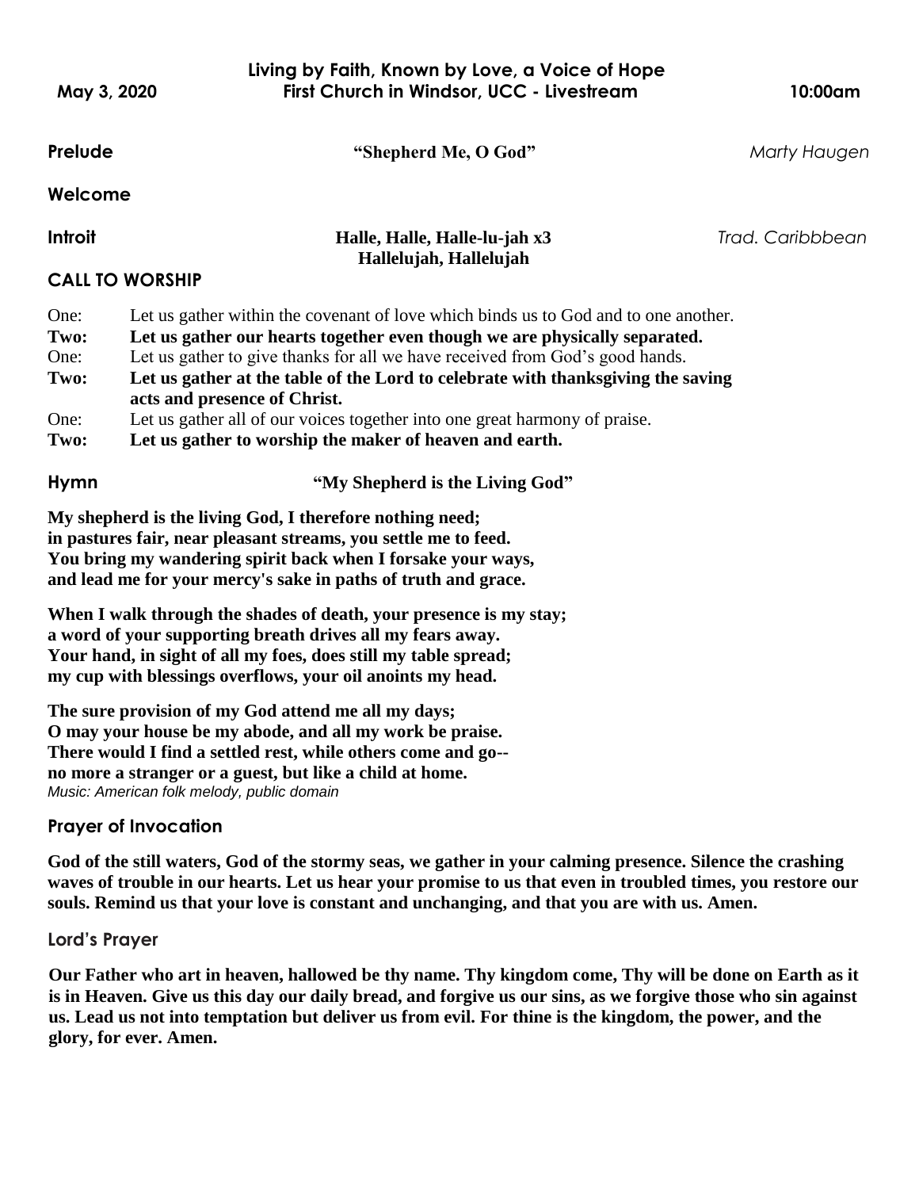**Living by Faith, Known by Love, a Voice of Hope**

**May 3, 2020** **First Church in Windsor, UCC - Livestream** **10:00am**

**Prelude** **"Shepherd Me, O God"** *Marty Haugen*

**Welcome**

**Introit** **Halle, Halle, Halle-lu-jah x3**
**Hallelujah, Hallelujah** *Trad. Caribbbean*

## CALL TO WORSHIP

One: Let us gather within the covenant of love which binds us to God and to one another.
**Two: Let us gather our hearts together even though we are physically separated.**
One: Let us gather to give thanks for all we have received from God's good hands.
**Two: Let us gather at the table of the Lord to celebrate with thanksgiving the saving acts and presence of Christ.**
One: Let us gather all of our voices together into one great harmony of praise.
**Two: Let us gather to worship the maker of heaven and earth.**

**Hymn** **"My Shepherd is the Living God"**

**My shepherd is the living God, I therefore nothing need;**
**in pastures fair, near pleasant streams, you settle me to feed.**
**You bring my wandering spirit back when I forsake your ways,**
**and lead me for your mercy's sake in paths of truth and grace.**

**When I walk through the shades of death, your presence is my stay;**
**a word of your supporting breath drives all my fears away.**
**Your hand, in sight of all my foes, does still my table spread;**
**my cup with blessings overflows, your oil anoints my head.**

**The sure provision of my God attend me all my days;**
**O may your house be my abode, and all my work be praise.**
**There would I find a settled rest, while others come and go--**
**no more a stranger or a guest, but like a child at home.**
*Music: American folk melody, public domain*

## Prayer of Invocation

**God of the still waters, God of the stormy seas, we gather in your calming presence. Silence the crashing waves of trouble in our hearts. Let us hear your promise to us that even in troubled times, you restore our souls. Remind us that your love is constant and unchanging, and that you are with us. Amen.**

## Lord's Prayer

**Our Father who art in heaven, hallowed be thy name. Thy kingdom come, Thy will be done on Earth as it is in Heaven. Give us this day our daily bread, and forgive us our sins, as we forgive those who sin against us. Lead us not into temptation but deliver us from evil. For thine is the kingdom, the power, and the glory, for ever. Amen.**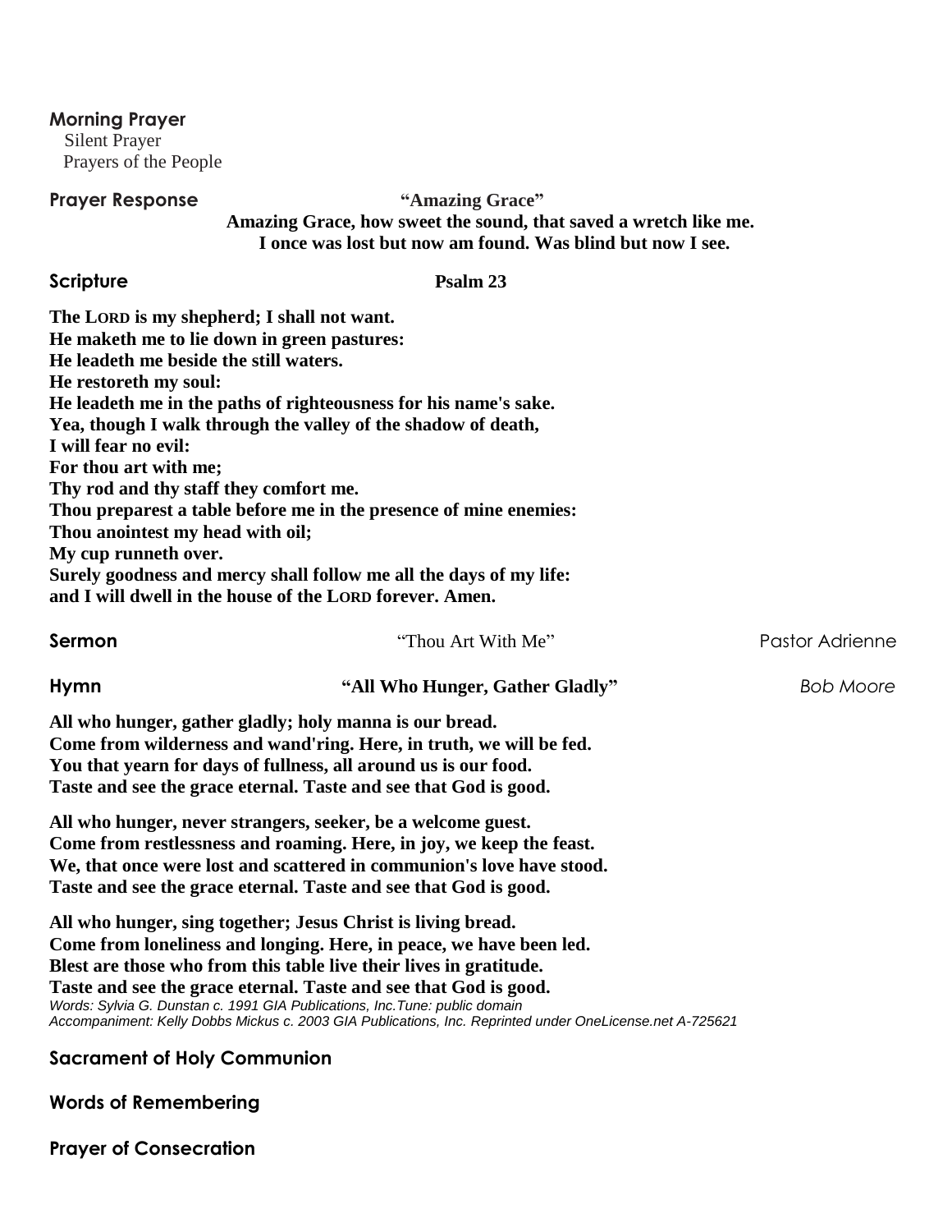## Morning Prayer

Silent Prayer
Prayers of the People

**Prayer Response** **"Amazing Grace"**

**Amazing Grace, how sweet the sound, that saved a wretch like me.**
**I once was lost but now am found. Was blind but now I see.**

**Scripture** **Psalm 23**

**The LORD is my shepherd; I shall not want.**
**He maketh me to lie down in green pastures:**
**He leadeth me beside the still waters.**
**He restoreth my soul:**
**He leadeth me in the paths of righteousness for his name's sake.**
**Yea, though I walk through the valley of the shadow of death,**
**I will fear no evil:**
**For thou art with me;**
**Thy rod and thy staff they comfort me.**
**Thou preparest a table before me in the presence of mine enemies:**
**Thou anointest my head with oil;**
**My cup runneth over.**
**Surely goodness and mercy shall follow me all the days of my life:**
**and I will dwell in the house of the LORD forever. Amen.**

**Sermon** "Thou Art With Me" Pastor Adrienne

**Hymn** **"All Who Hunger, Gather Gladly"** *Bob Moore*

**All who hunger, gather gladly; holy manna is our bread.**
**Come from wilderness and wand'ring. Here, in truth, we will be fed.**
**You that yearn for days of fullness, all around us is our food.**
**Taste and see the grace eternal. Taste and see that God is good.**

**All who hunger, never strangers, seeker, be a welcome guest.**
**Come from restlessness and roaming. Here, in joy, we keep the feast.**
**We, that once were lost and scattered in communion's love have stood.**
**Taste and see the grace eternal. Taste and see that God is good.**

**All who hunger, sing together; Jesus Christ is living bread.**
**Come from loneliness and longing. Here, in peace, we have been led.**
**Blest are those who from this table live their lives in gratitude.**
**Taste and see the grace eternal. Taste and see that God is good.**

*Words: Sylvia G. Dunstan c. 1991 GIA Publications, Inc.Tune: public domain*
*Accompaniment: Kelly Dobbs Mickus c. 2003 GIA Publications, Inc. Reprinted under OneLicense.net A-725621*

## Sacrament of Holy Communion

## Words of Remembering

## Prayer of Consecration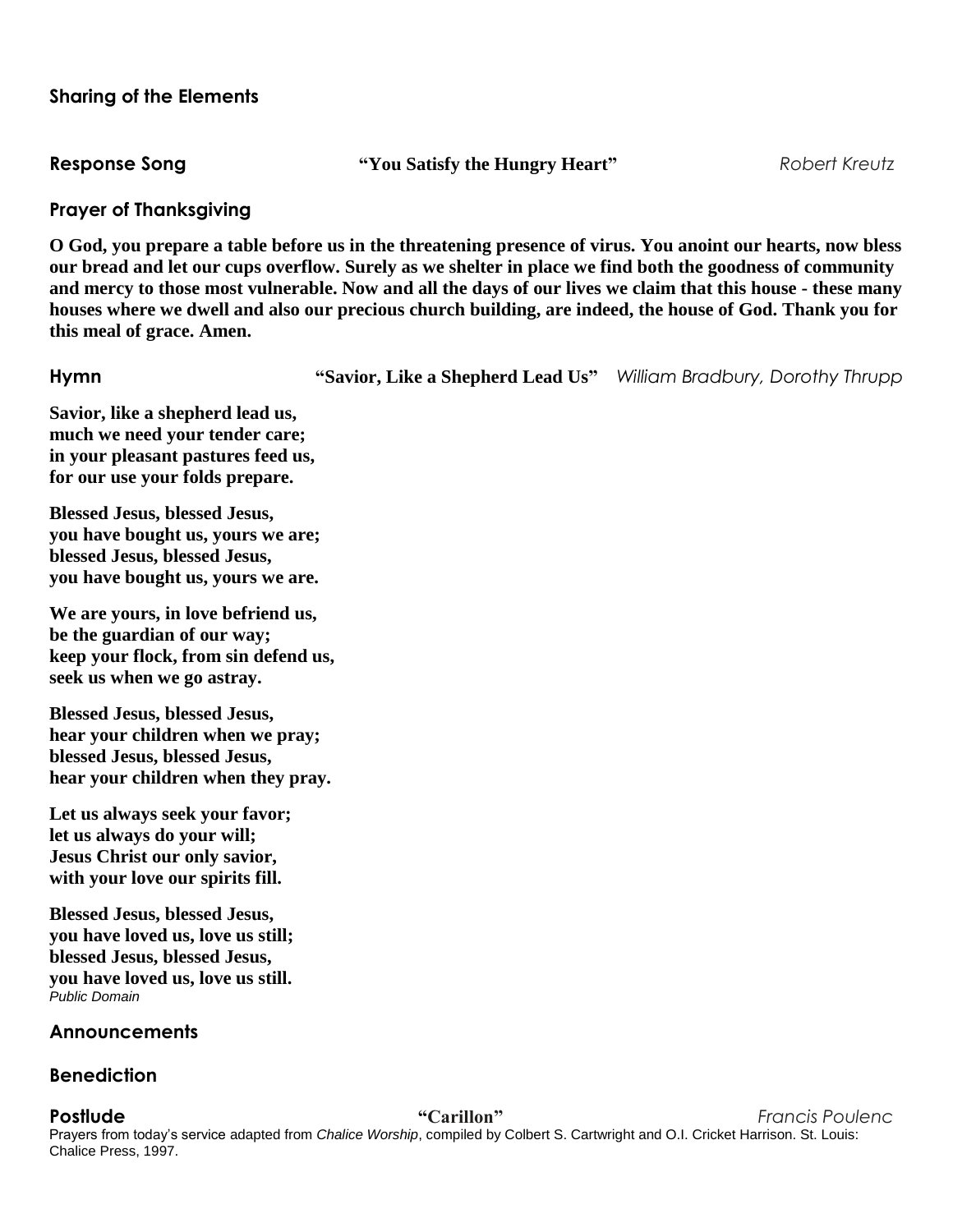### Sharing of the Elements

**Response Song** **"You Satisfy the Hungry Heart"** *Robert Kreutz*

### Prayer of Thanksgiving

**O God, you prepare a table before us in the threatening presence of virus. You anoint our hearts, now bless our bread and let our cups overflow. Surely as we shelter in place we find both the goodness of community and mercy to those most vulnerable. Now and all the days of our lives we claim that this house - these many houses where we dwell and also our precious church building, are indeed, the house of God. Thank you for this meal of grace. Amen.**

**Hymn** **"Savior, Like a Shepherd Lead Us"** *William Bradbury, Dorothy Thrupp*

**Savior, like a shepherd lead us,**
**much we need your tender care;**
**in your pleasant pastures feed us,**
**for our use your folds prepare.**

**Blessed Jesus, blessed Jesus,**
**you have bought us, yours we are;**
**blessed Jesus, blessed Jesus,**
**you have bought us, yours we are.**

**We are yours, in love befriend us,**
**be the guardian of our way;**
**keep your flock, from sin defend us,**
**seek us when we go astray.**

**Blessed Jesus, blessed Jesus,**
**hear your children when we pray;**
**blessed Jesus, blessed Jesus,**
**hear your children when they pray.**

**Let us always seek your favor;**
**let us always do your will;**
**Jesus Christ our only savior,**
**with your love our spirits fill.**

**Blessed Jesus, blessed Jesus,**
**you have loved us, love us still;**
**blessed Jesus, blessed Jesus,**
**you have loved us, love us still.**
*Public Domain*

### Announcements

### Benediction

**Postlude** **"Carillon"** *Francis Poulenc*

Prayers from today's service adapted from *Chalice Worship*, compiled by Colbert S. Cartwright and O.I. Cricket Harrison. St. Louis: Chalice Press, 1997.